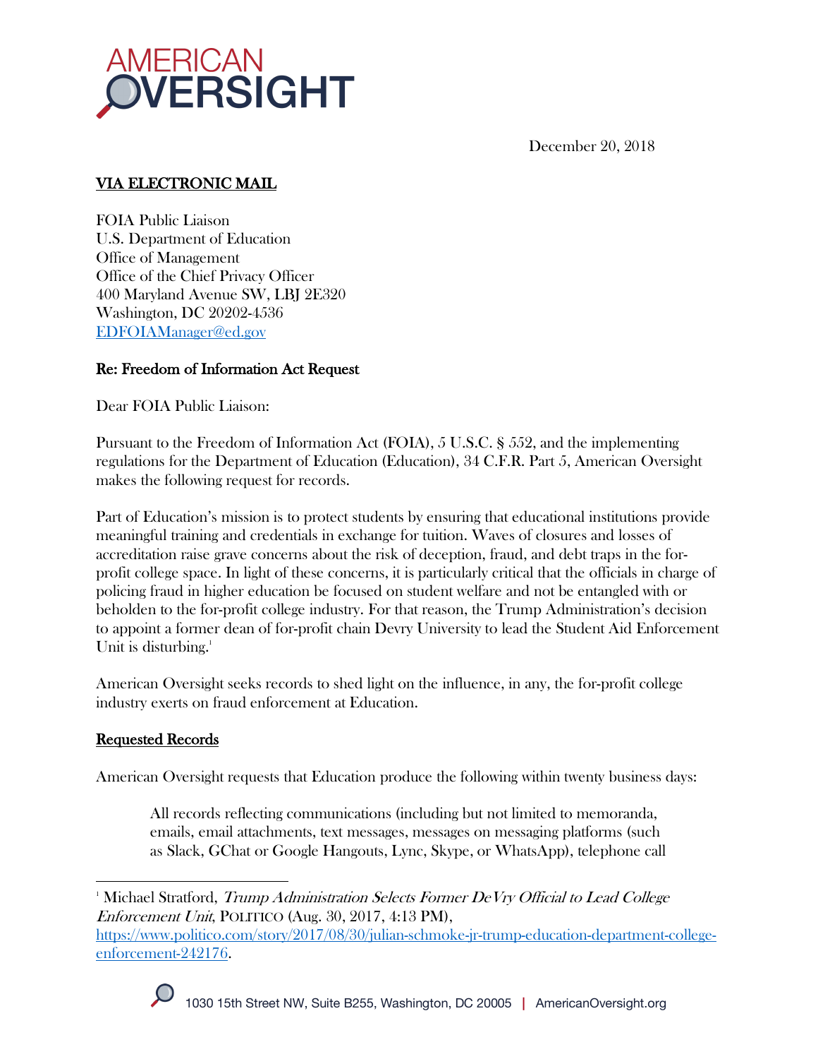AMERICAN OVERSIGHT

December 20, 2018

**VIA ELECTRONIC MAIL**

FOIA Public Liaison
U.S. Department of Education
Office of Management
Office of the Chief Privacy Officer
400 Maryland Avenue SW, LBJ 2E320
Washington, DC 20202-4536
EDFOIAManager@ed.gov

**Re: Freedom of Information Act Request**

Dear FOIA Public Liaison:

Pursuant to the Freedom of Information Act (FOIA), 5 U.S.C. § 552, and the implementing regulations for the Department of Education (Education), 34 C.F.R. Part 5, American Oversight makes the following request for records.

Part of Education's mission is to protect students by ensuring that educational institutions provide meaningful training and credentials in exchange for tuition. Waves of closures and losses of accreditation raise grave concerns about the risk of deception, fraud, and debt traps in the for-profit college space. In light of these concerns, it is particularly critical that the officials in charge of policing fraud in higher education be focused on student welfare and not be entangled with or beholden to the for-profit college industry. For that reason, the Trump Administration's decision to appoint a former dean of for-profit chain Devry University to lead the Student Aid Enforcement Unit is disturbing.[1]

American Oversight seeks records to shed light on the influence, in any, the for-profit college industry exerts on fraud enforcement at Education.

**Requested Records**

American Oversight requests that Education produce the following within twenty business days:

> All records reflecting communications (including but not limited to memoranda, emails, email attachments, text messages, messages on messaging platforms (such as Slack, GChat or Google Hangouts, Lync, Skype, or WhatsApp), telephone call

---

[1] Michael Stratford, *Trump Administration Selects Former DeVry Official to Lead College Enforcement Unit*, POLITICO (Aug. 30, 2017, 4:13 PM), https://www.politico.com/story/2017/08/30/julian-schmoke-jr-trump-education-department-college-enforcement-242176.

1030 15th Street NW, Suite B255, Washington, DC 20005 | AmericanOversight.org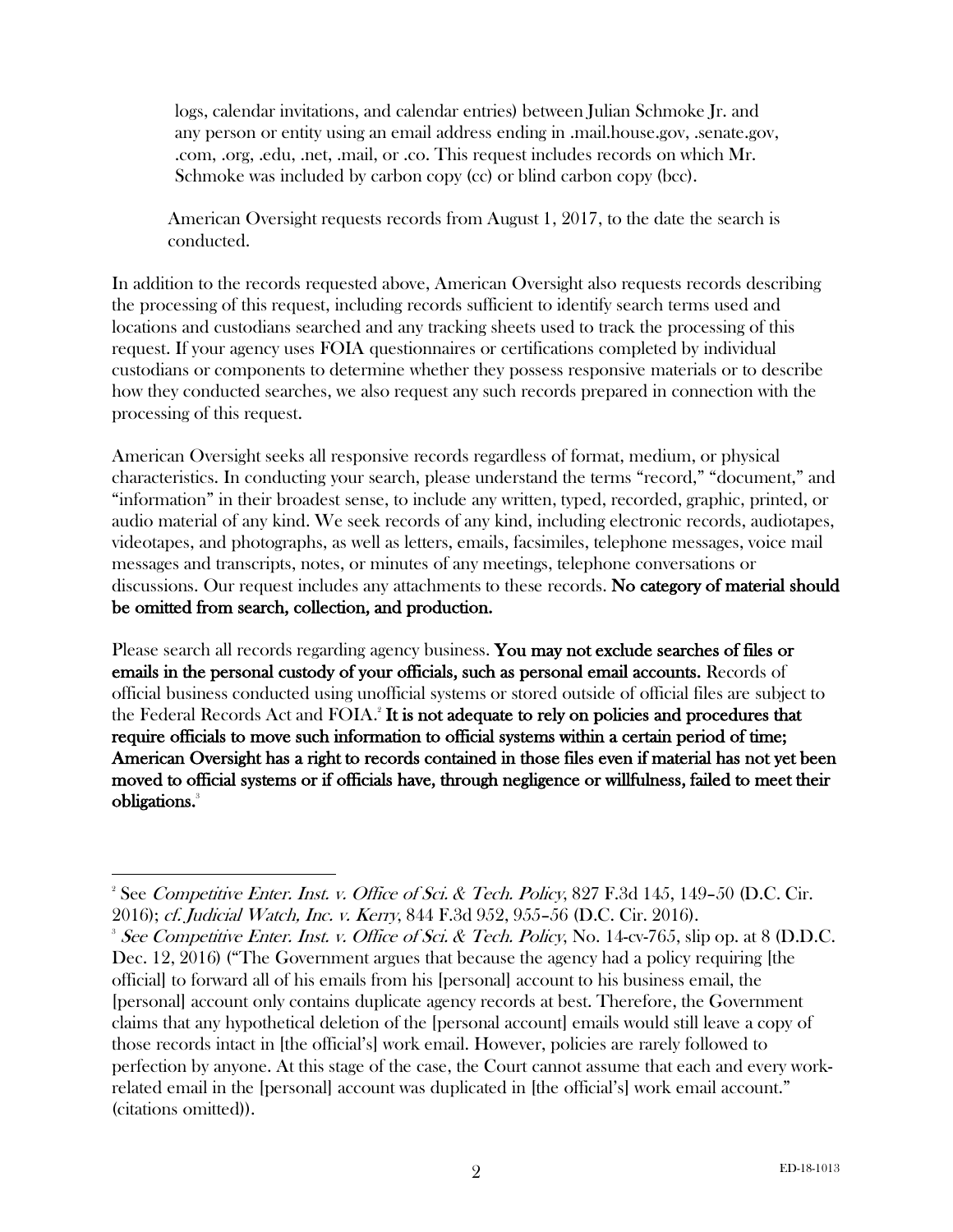logs, calendar invitations, and calendar entries) between Julian Schmoke Jr. and any person or entity using an email address ending in .mail.house.gov, .senate.gov, .com, .org, .edu, .net, .mail, or .co. This request includes records on which Mr. Schmoke was included by carbon copy (cc) or blind carbon copy (bcc).

American Oversight requests records from August 1, 2017, to the date the search is conducted.

In addition to the records requested above, American Oversight also requests records describing the processing of this request, including records sufficient to identify search terms used and locations and custodians searched and any tracking sheets used to track the processing of this request. If your agency uses FOIA questionnaires or certifications completed by individual custodians or components to determine whether they possess responsive materials or to describe how they conducted searches, we also request any such records prepared in connection with the processing of this request.

American Oversight seeks all responsive records regardless of format, medium, or physical characteristics. In conducting your search, please understand the terms "record," "document," and "information" in their broadest sense, to include any written, typed, recorded, graphic, printed, or audio material of any kind. We seek records of any kind, including electronic records, audiotapes, videotapes, and photographs, as well as letters, emails, facsimiles, telephone messages, voice mail messages and transcripts, notes, or minutes of any meetings, telephone conversations or discussions. Our request includes any attachments to these records. **No category of material should be omitted from search, collection, and production.**

Please search all records regarding agency business. **You may not exclude searches of files or emails in the personal custody of your officials, such as personal email accounts.** Records of official business conducted using unofficial systems or stored outside of official files are subject to the Federal Records Act and FOIA.[2] **It is not adequate to rely on policies and procedures that require officials to move such information to official systems within a certain period of time; American Oversight has a right to records contained in those files even if material has not yet been moved to official systems or if officials have, through negligence or willfulness, failed to meet their obligations.**[3]

---

[2] See *Competitive Enter. Inst. v. Office of Sci. & Tech. Policy*, 827 F.3d 145, 149–50 (D.C. Cir. 2016); *cf. Judicial Watch, Inc. v. Kerry*, 844 F.3d 952, 955–56 (D.C. Cir. 2016).

[3] *See Competitive Enter. Inst. v. Office of Sci. & Tech. Policy*, No. 14-cv-765, slip op. at 8 (D.D.C. Dec. 12, 2016) ("The Government argues that because the agency had a policy requiring [the official] to forward all of his emails from his [personal] account to his business email, the [personal] account only contains duplicate agency records at best. Therefore, the Government claims that any hypothetical deletion of the [personal account] emails would still leave a copy of those records intact in [the official's] work email. However, policies are rarely followed to perfection by anyone. At this stage of the case, the Court cannot assume that each and every work-related email in the [personal] account was duplicated in [the official's] work email account." (citations omitted)).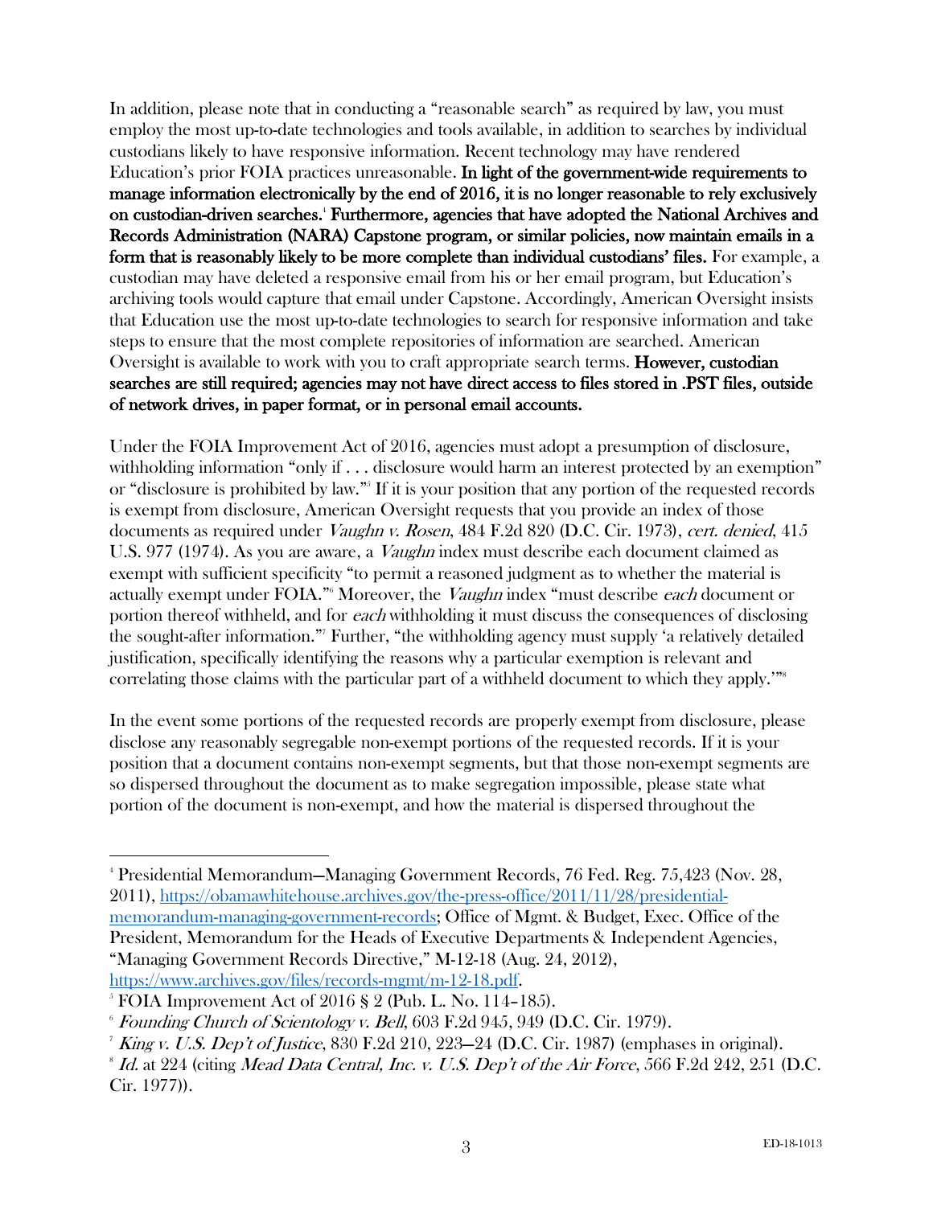In addition, please note that in conducting a "reasonable search" as required by law, you must employ the most up-to-date technologies and tools available, in addition to searches by individual custodians likely to have responsive information. Recent technology may have rendered Education's prior FOIA practices unreasonable. **In light of the government-wide requirements to manage information electronically by the end of 2016, it is no longer reasonable to rely exclusively on custodian-driven searches.**[4] **Furthermore, agencies that have adopted the National Archives and Records Administration (NARA) Capstone program, or similar policies, now maintain emails in a form that is reasonably likely to be more complete than individual custodians' files.** For example, a custodian may have deleted a responsive email from his or her email program, but Education's archiving tools would capture that email under Capstone. Accordingly, American Oversight insists that Education use the most up-to-date technologies to search for responsive information and take steps to ensure that the most complete repositories of information are searched. American Oversight is available to work with you to craft appropriate search terms. **However, custodian searches are still required; agencies may not have direct access to files stored in .PST files, outside of network drives, in paper format, or in personal email accounts.**

Under the FOIA Improvement Act of 2016, agencies must adopt a presumption of disclosure, withholding information "only if . . . disclosure would harm an interest protected by an exemption" or "disclosure is prohibited by law."[5] If it is your position that any portion of the requested records is exempt from disclosure, American Oversight requests that you provide an index of those documents as required under *Vaughn v. Rosen*, 484 F.2d 820 (D.C. Cir. 1973), *cert. denied*, 415 U.S. 977 (1974). As you are aware, a *Vaughn* index must describe each document claimed as exempt with sufficient specificity "to permit a reasoned judgment as to whether the material is actually exempt under FOIA."[6] Moreover, the *Vaughn* index "must describe *each* document or portion thereof withheld, and for *each* withholding it must discuss the consequences of disclosing the sought-after information."[7] Further, "the withholding agency must supply 'a relatively detailed justification, specifically identifying the reasons why a particular exemption is relevant and correlating those claims with the particular part of a withheld document to which they apply.'"[8]

In the event some portions of the requested records are properly exempt from disclosure, please disclose any reasonably segregable non-exempt portions of the requested records. If it is your position that a document contains non-exempt segments, but that those non-exempt segments are so dispersed throughout the document as to make segregation impossible, please state what portion of the document is non-exempt, and how the material is dispersed throughout the

---

[4] Presidential Memorandum—Managing Government Records, 76 Fed. Reg. 75,423 (Nov. 28, 2011), https://obamawhitehouse.archives.gov/the-press-office/2011/11/28/presidential-memorandum-managing-government-records; Office of Mgmt. & Budget, Exec. Office of the President, Memorandum for the Heads of Executive Departments & Independent Agencies, "Managing Government Records Directive," M-12-18 (Aug. 24, 2012), https://www.archives.gov/files/records-mgmt/m-12-18.pdf.

[5] FOIA Improvement Act of 2016 § 2 (Pub. L. No. 114–185).

[6] *Founding Church of Scientology v. Bell*, 603 F.2d 945, 949 (D.C. Cir. 1979).

[7] *King v. U.S. Dep't of Justice*, 830 F.2d 210, 223–24 (D.C. Cir. 1987) (emphases in original).

[8] *Id.* at 224 (citing *Mead Data Central, Inc. v. U.S. Dep't of the Air Force*, 566 F.2d 242, 251 (D.C. Cir. 1977)).

ED-18-1013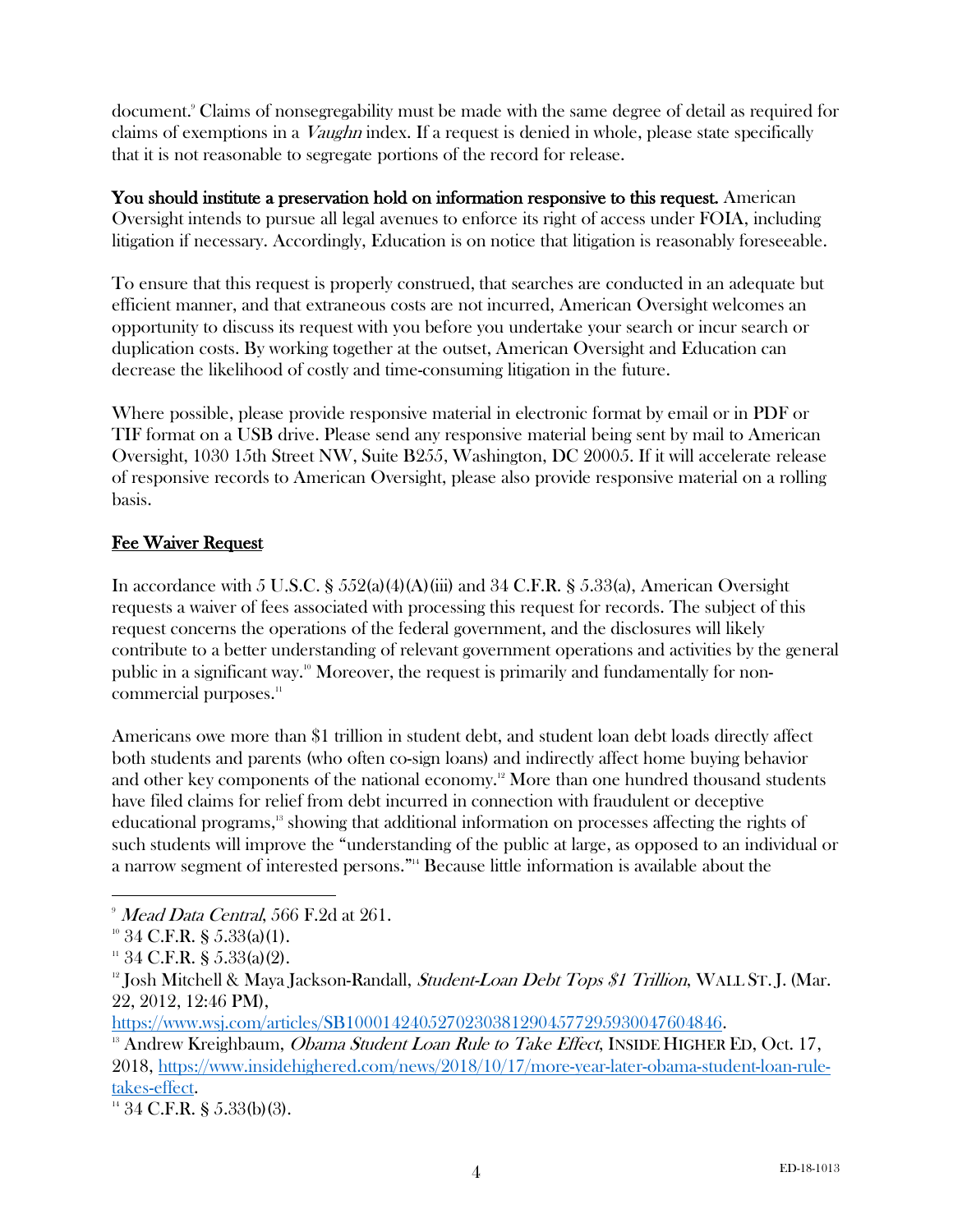document.[9] Claims of nonsegregability must be made with the same degree of detail as required for claims of exemptions in a *Vaughn* index. If a request is denied in whole, please state specifically that it is not reasonable to segregate portions of the record for release.

**You should institute a preservation hold on information responsive to this request.** American Oversight intends to pursue all legal avenues to enforce its right of access under FOIA, including litigation if necessary. Accordingly, Education is on notice that litigation is reasonably foreseeable.

To ensure that this request is properly construed, that searches are conducted in an adequate but efficient manner, and that extraneous costs are not incurred, American Oversight welcomes an opportunity to discuss its request with you before you undertake your search or incur search or duplication costs. By working together at the outset, American Oversight and Education can decrease the likelihood of costly and time-consuming litigation in the future.

Where possible, please provide responsive material in electronic format by email or in PDF or TIF format on a USB drive. Please send any responsive material being sent by mail to American Oversight, 1030 15th Street NW, Suite B255, Washington, DC 20005. If it will accelerate release of responsive records to American Oversight, please also provide responsive material on a rolling basis.

## Fee Waiver Request

In accordance with 5 U.S.C. § 552(a)(4)(A)(iii) and 34 C.F.R. § 5.33(a), American Oversight requests a waiver of fees associated with processing this request for records. The subject of this request concerns the operations of the federal government, and the disclosures will likely contribute to a better understanding of relevant government operations and activities by the general public in a significant way.[10] Moreover, the request is primarily and fundamentally for non-commercial purposes.[11]

Americans owe more than $1 trillion in student debt, and student loan debt loads directly affect both students and parents (who often co-sign loans) and indirectly affect home buying behavior and other key components of the national economy.[12] More than one hundred thousand students have filed claims for relief from debt incurred in connection with fraudulent or deceptive educational programs,[13] showing that additional information on processes affecting the rights of such students will improve the "understanding of the public at large, as opposed to an individual or a narrow segment of interested persons."[14] Because little information is available about the

---

[9] *Mead Data Central*, 566 F.2d at 261.

[10] 34 C.F.R. § 5.33(a)(1).

[11] 34 C.F.R. § 5.33(a)(2).

[12] Josh Mitchell & Maya Jackson-Randall, *Student-Loan Debt Tops $1 Trillion*, WALL ST. J. (Mar. 22, 2012, 12:46 PM), https://www.wsj.com/articles/SB10001424052702303812904577295930047604846.

[13] Andrew Kreighbaum, *Obama Student Loan Rule to Take Effect*, INSIDE HIGHER ED, Oct. 17, 2018, https://www.insidehighered.com/news/2018/10/17/more-year-later-obama-student-loan-rule-takes-effect.

[14] 34 C.F.R. § 5.33(b)(3).

ED-18-1013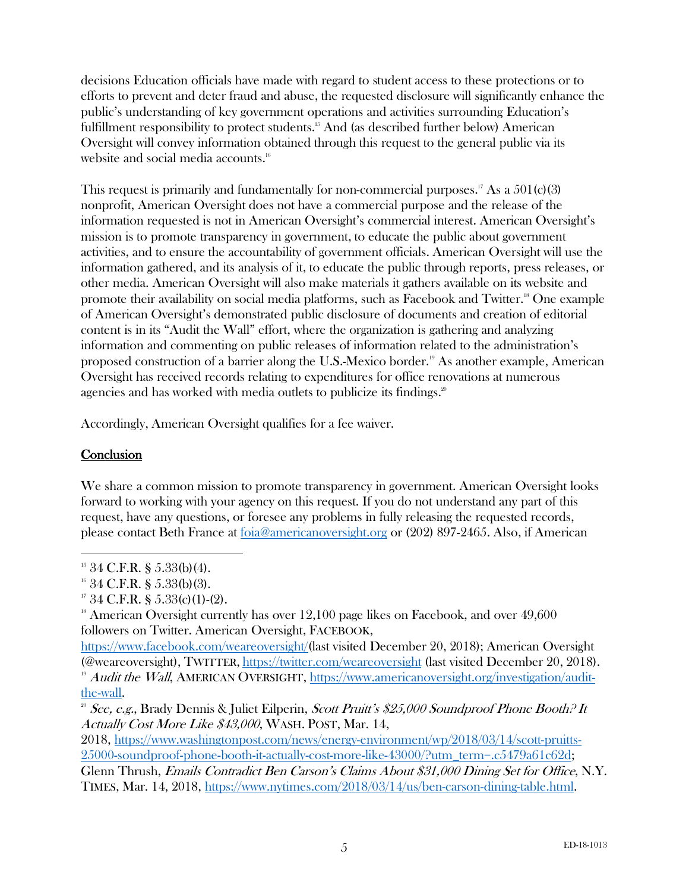decisions Education officials have made with regard to student access to these protections or to efforts to prevent and deter fraud and abuse, the requested disclosure will significantly enhance the public's understanding of key government operations and activities surrounding Education's fulfillment responsibility to protect students.[15] And (as described further below) American Oversight will convey information obtained through this request to the general public via its website and social media accounts.[16]

This request is primarily and fundamentally for non-commercial purposes.[17] As a 501(c)(3) nonprofit, American Oversight does not have a commercial purpose and the release of the information requested is not in American Oversight's commercial interest. American Oversight's mission is to promote transparency in government, to educate the public about government activities, and to ensure the accountability of government officials. American Oversight will use the information gathered, and its analysis of it, to educate the public through reports, press releases, or other media. American Oversight will also make materials it gathers available on its website and promote their availability on social media platforms, such as Facebook and Twitter.[18] One example of American Oversight's demonstrated public disclosure of documents and creation of editorial content is in its "Audit the Wall" effort, where the organization is gathering and analyzing information and commenting on public releases of information related to the administration's proposed construction of a barrier along the U.S.-Mexico border.[19] As another example, American Oversight has received records relating to expenditures for office renovations at numerous agencies and has worked with media outlets to publicize its findings.[20]

Accordingly, American Oversight qualifies for a fee waiver.

## Conclusion

We share a common mission to promote transparency in government. American Oversight looks forward to working with your agency on this request. If you do not understand any part of this request, have any questions, or foresee any problems in fully releasing the requested records, please contact Beth France at [foia@americanoversight.org](mailto:foia@americanoversight.org) or (202) 897-2465. Also, if American

---

[15] 34 C.F.R. § 5.33(b)(4).

[16] 34 C.F.R. § 5.33(b)(3).

[17] 34 C.F.R. § 5.33(c)(1)-(2).

[18] American Oversight currently has over 12,100 page likes on Facebook, and over 49,600 followers on Twitter. American Oversight, FACEBOOK, https://www.facebook.com/weareoversight/(last visited December 20, 2018); American Oversight (@weareoversight), TWITTER, https://twitter.com/weareoversight (last visited December 20, 2018).

[19] *Audit the Wall*, AMERICAN OVERSIGHT, https://www.americanoversight.org/investigation/audit-the-wall.

[20] *See, e.g.*, Brady Dennis & Juliet Eilperin, *Scott Pruitt's $25,000 Soundproof Phone Booth? It Actually Cost More Like $43,000*, WASH. POST, Mar. 14, 2018, https://www.washingtonpost.com/news/energy-environment/wp/2018/03/14/scott-pruitts-25000-soundproof-phone-booth-it-actually-cost-more-like-43000/?utm_term=.c5479a61c62d; Glenn Thrush, *Emails Contradict Ben Carson's Claims About $31,000 Dining Set for Office*, N.Y. TIMES, Mar. 14, 2018, https://www.nytimes.com/2018/03/14/us/ben-carson-dining-table.html.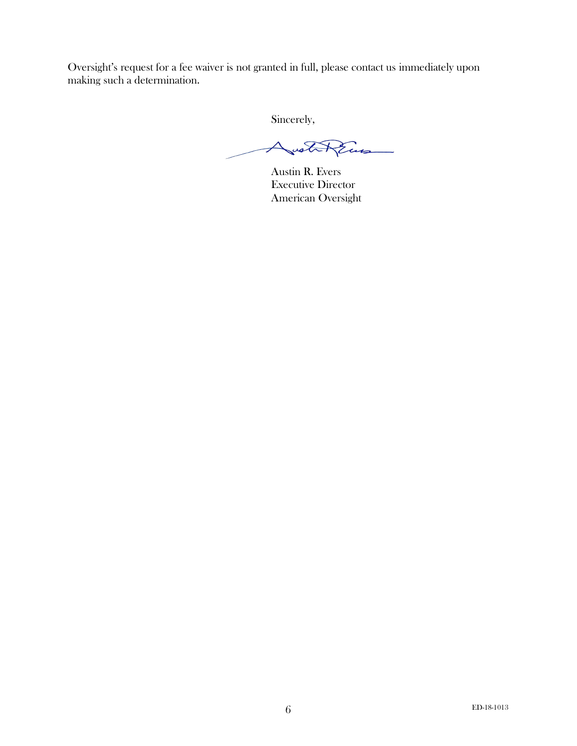Oversight's request for a fee waiver is not granted in full, please contact us immediately upon making such a determination.

Sincerely,

Austin R. Evers
Executive Director
American Oversight

ED-18-1013